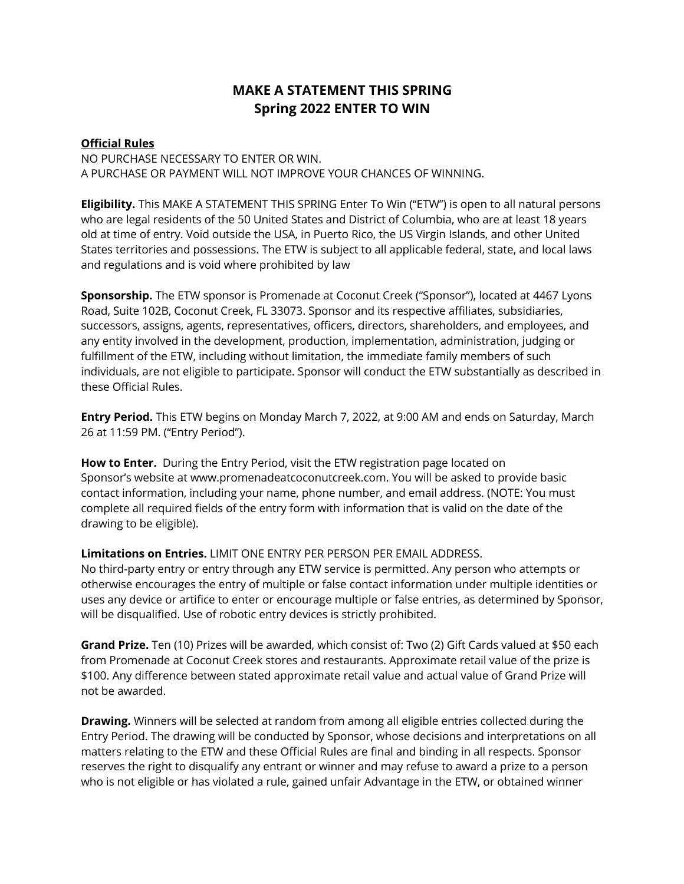# MAKE A STATEMENT THIS SPRING
# Spring 2022 ENTER TO WIN

**Official Rules**

NO PURCHASE NECESSARY TO ENTER OR WIN.
A PURCHASE OR PAYMENT WILL NOT IMPROVE YOUR CHANCES OF WINNING.

**Eligibility.** This MAKE A STATEMENT THIS SPRING Enter To Win ("ETW") is open to all natural persons who are legal residents of the 50 United States and District of Columbia, who are at least 18 years old at time of entry. Void outside the USA, in Puerto Rico, the US Virgin Islands, and other United States territories and possessions. The ETW is subject to all applicable federal, state, and local laws and regulations and is void where prohibited by law

**Sponsorship.** The ETW sponsor is Promenade at Coconut Creek ("Sponsor"), located at 4467 Lyons Road, Suite 102B, Coconut Creek, FL 33073. Sponsor and its respective affiliates, subsidiaries, successors, assigns, agents, representatives, officers, directors, shareholders, and employees, and any entity involved in the development, production, implementation, administration, judging or fulfillment of the ETW, including without limitation, the immediate family members of such individuals, are not eligible to participate. Sponsor will conduct the ETW substantially as described in these Official Rules.

**Entry Period.** This ETW begins on Monday March 7, 2022, at 9:00 AM and ends on Saturday, March 26 at 11:59 PM. ("Entry Period").

**How to Enter.** During the Entry Period, visit the ETW registration page located on Sponsor's website at www.promenadeatcoconutcreek.com. You will be asked to provide basic contact information, including your name, phone number, and email address. (NOTE: You must complete all required fields of the entry form with information that is valid on the date of the drawing to be eligible).

**Limitations on Entries.** LIMIT ONE ENTRY PER PERSON PER EMAIL ADDRESS.
No third-party entry or entry through any ETW service is permitted. Any person who attempts or otherwise encourages the entry of multiple or false contact information under multiple identities or uses any device or artifice to enter or encourage multiple or false entries, as determined by Sponsor, will be disqualified. Use of robotic entry devices is strictly prohibited.

**Grand Prize.** Ten (10) Prizes will be awarded, which consist of: Two (2) Gift Cards valued at $50 each from Promenade at Coconut Creek stores and restaurants. Approximate retail value of the prize is $100. Any difference between stated approximate retail value and actual value of Grand Prize will not be awarded.

**Drawing.** Winners will be selected at random from among all eligible entries collected during the Entry Period. The drawing will be conducted by Sponsor, whose decisions and interpretations on all matters relating to the ETW and these Official Rules are final and binding in all respects. Sponsor reserves the right to disqualify any entrant or winner and may refuse to award a prize to a person who is not eligible or has violated a rule, gained unfair Advantage in the ETW, or obtained winner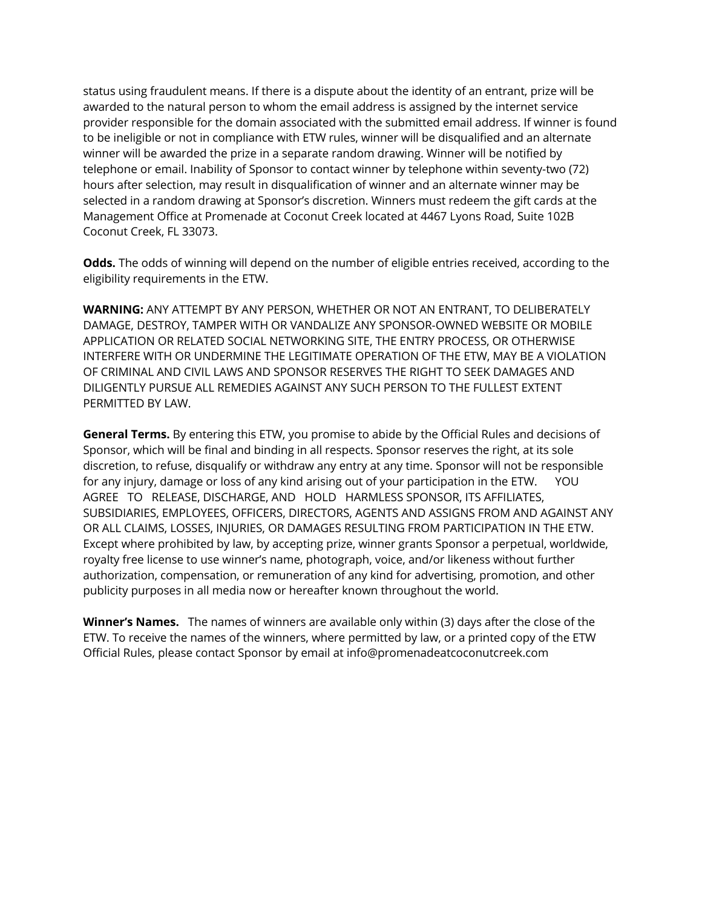status using fraudulent means. If there is a dispute about the identity of an entrant, prize will be awarded to the natural person to whom the email address is assigned by the internet service provider responsible for the domain associated with the submitted email address. If winner is found to be ineligible or not in compliance with ETW rules, winner will be disqualified and an alternate winner will be awarded the prize in a separate random drawing. Winner will be notified by telephone or email. Inability of Sponsor to contact winner by telephone within seventy-two (72) hours after selection, may result in disqualification of winner and an alternate winner may be selected in a random drawing at Sponsor's discretion. Winners must redeem the gift cards at the Management Office at Promenade at Coconut Creek located at 4467 Lyons Road, Suite 102B Coconut Creek, FL 33073.

**Odds.** The odds of winning will depend on the number of eligible entries received, according to the eligibility requirements in the ETW.

**WARNING:** ANY ATTEMPT BY ANY PERSON, WHETHER OR NOT AN ENTRANT, TO DELIBERATELY DAMAGE, DESTROY, TAMPER WITH OR VANDALIZE ANY SPONSOR-OWNED WEBSITE OR MOBILE APPLICATION OR RELATED SOCIAL NETWORKING SITE, THE ENTRY PROCESS, OR OTHERWISE INTERFERE WITH OR UNDERMINE THE LEGITIMATE OPERATION OF THE ETW, MAY BE A VIOLATION OF CRIMINAL AND CIVIL LAWS AND SPONSOR RESERVES THE RIGHT TO SEEK DAMAGES AND DILIGENTLY PURSUE ALL REMEDIES AGAINST ANY SUCH PERSON TO THE FULLEST EXTENT PERMITTED BY LAW.

**General Terms.** By entering this ETW, you promise to abide by the Official Rules and decisions of Sponsor, which will be final and binding in all respects. Sponsor reserves the right, at its sole discretion, to refuse, disqualify or withdraw any entry at any time. Sponsor will not be responsible for any injury, damage or loss of any kind arising out of your participation in the ETW. YOU AGREE TO RELEASE, DISCHARGE, AND HOLD HARMLESS SPONSOR, ITS AFFILIATES, SUBSIDIARIES, EMPLOYEES, OFFICERS, DIRECTORS, AGENTS AND ASSIGNS FROM AND AGAINST ANY OR ALL CLAIMS, LOSSES, INJURIES, OR DAMAGES RESULTING FROM PARTICIPATION IN THE ETW. Except where prohibited by law, by accepting prize, winner grants Sponsor a perpetual, worldwide, royalty free license to use winner's name, photograph, voice, and/or likeness without further authorization, compensation, or remuneration of any kind for advertising, promotion, and other publicity purposes in all media now or hereafter known throughout the world.

**Winner's Names.** The names of winners are available only within (3) days after the close of the ETW. To receive the names of the winners, where permitted by law, or a printed copy of the ETW Official Rules, please contact Sponsor by email at info@promenadeatcoconutcreek.com